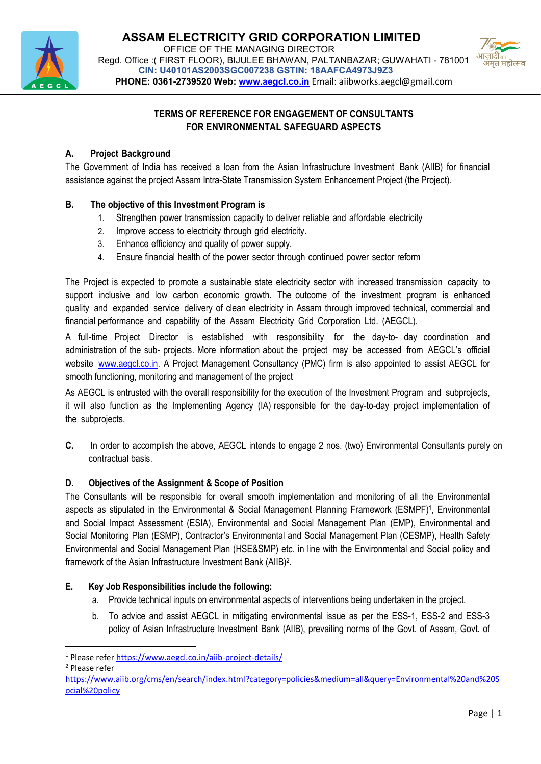# ASSAM ELECTRICITY GRID CORPORATION LIMITED

OFFICE OF THE MANAGING DIRECTOR
Regd. Office :( FIRST FLOOR), BIJULEE BHAWAN, PALTANBAZAR; GUWAHATI - 781001
**CIN: U40101AS2003SGC007238 GSTIN: 18AAFCA4973J9Z3**
**PHONE: 0361-2739520 Web: www.aegcl.co.in** Email: aiibworks.aegcl@gmail.com

## TERMS OF REFERENCE FOR ENGAGEMENT OF CONSULTANTS FOR ENVIRONMENTAL SAFEGUARD ASPECTS

### A. Project Background

The Government of India has received a loan from the Asian Infrastructure Investment Bank (AIIB) for financial assistance against the project Assam Intra-State Transmission System Enhancement Project (the Project).

### B. The objective of this Investment Program is

1. Strengthen power transmission capacity to deliver reliable and affordable electricity
2. Improve access to electricity through grid electricity.
3. Enhance efficiency and quality of power supply.
4. Ensure financial health of the power sector through continued power sector reform

The Project is expected to promote a sustainable state electricity sector with increased transmission capacity to support inclusive and low carbon economic growth. The outcome of the investment program is enhanced quality and expanded service delivery of clean electricity in Assam through improved technical, commercial and financial performance and capability of the Assam Electricity Grid Corporation Ltd. (AEGCL).

A full-time Project Director is established with responsibility for the day-to- day coordination and administration of the sub- projects. More information about the project may be accessed from AEGCL's official website www.aegcl.co.in. A Project Management Consultancy (PMC) firm is also appointed to assist AEGCL for smooth functioning, monitoring and management of the project

As AEGCL is entrusted with the overall responsibility for the execution of the Investment Program and subprojects, it will also function as the Implementing Agency (IA) responsible for the day-to-day project implementation of the subprojects.

**C.** In order to accomplish the above, AEGCL intends to engage 2 nos. (two) Environmental Consultants purely on contractual basis.

### D. Objectives of the Assignment & Scope of Position

The Consultants will be responsible for overall smooth implementation and monitoring of all the Environmental aspects as stipulated in the Environmental & Social Management Planning Framework (ESMPF)[1], Environmental and Social Impact Assessment (ESIA), Environmental and Social Management Plan (EMP), Environmental and Social Monitoring Plan (ESMP), Contractor's Environmental and Social Management Plan (CESMP), Health Safety Environmental and Social Management Plan (HSE&SMP) etc. in line with the Environmental and Social policy and framework of the Asian Infrastructure Investment Bank (AIIB)[2].

### E. Key Job Responsibilities include the following:

a. Provide technical inputs on environmental aspects of interventions being undertaken in the project.

b. To advice and assist AEGCL in mitigating environmental issue as per the ESS-1, ESS-2 and ESS-3 policy of Asian Infrastructure Investment Bank (AIIB), prevailing norms of the Govt. of Assam, Govt. of

---

[1] Please refer https://www.aegcl.co.in/aiib-project-details/

[2] Please refer https://www.aiib.org/cms/en/search/index.html?category=policies&medium=all&query=Environmental%20and%20Social%20policy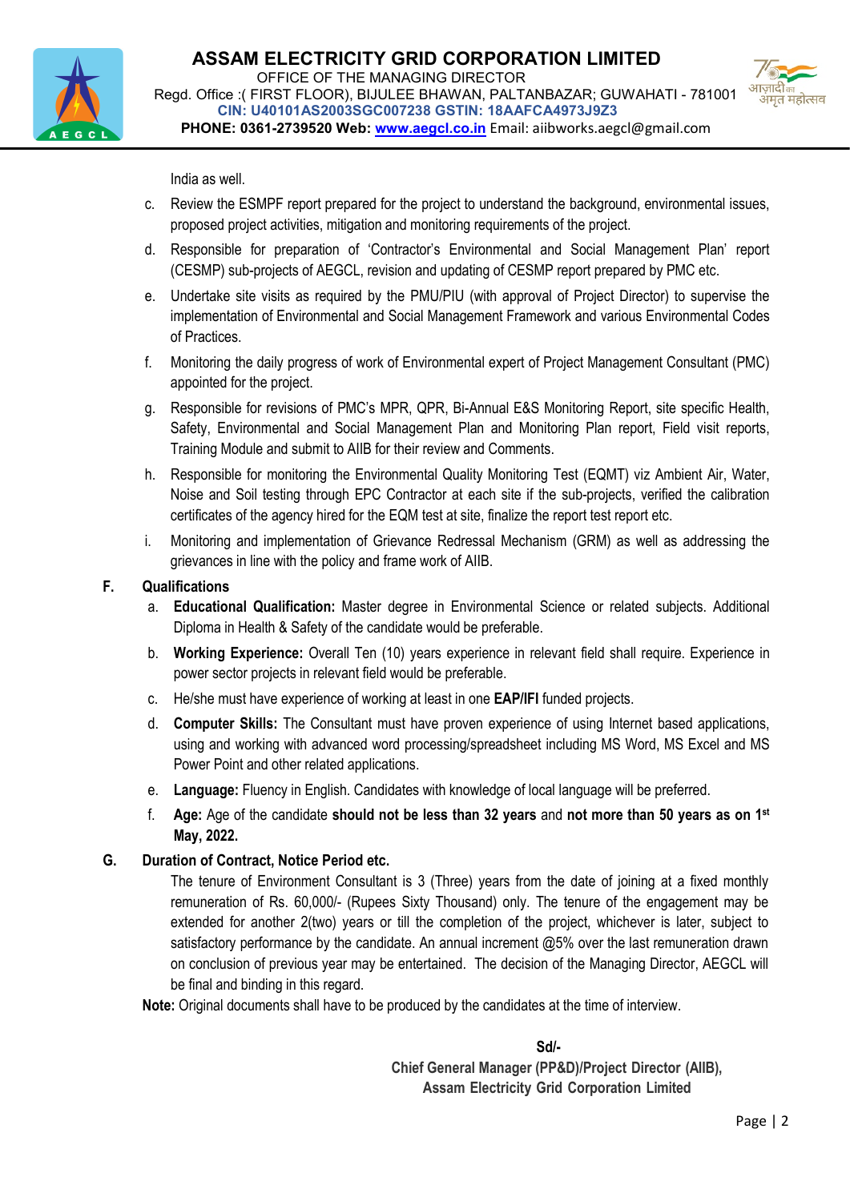India as well.

c. Review the ESMPF report prepared for the project to understand the background, environmental issues, proposed project activities, mitigation and monitoring requirements of the project.

d. Responsible for preparation of 'Contractor's Environmental and Social Management Plan' report (CESMP) sub-projects of AEGCL, revision and updating of CESMP report prepared by PMC etc.

e. Undertake site visits as required by the PMU/PIU (with approval of Project Director) to supervise the implementation of Environmental and Social Management Framework and various Environmental Codes of Practices.

f. Monitoring the daily progress of work of Environmental expert of Project Management Consultant (PMC) appointed for the project.

g. Responsible for revisions of PMC's MPR, QPR, Bi-Annual E&S Monitoring Report, site specific Health, Safety, Environmental and Social Management Plan and Monitoring Plan report, Field visit reports, Training Module and submit to AIIB for their review and Comments.

h. Responsible for monitoring the Environmental Quality Monitoring Test (EQMT) viz Ambient Air, Water, Noise and Soil testing through EPC Contractor at each site if the sub-projects, verified the calibration certificates of the agency hired for the EQM test at site, finalize the report test report etc.

i. Monitoring and implementation of Grievance Redressal Mechanism (GRM) as well as addressing the grievances in line with the policy and frame work of AIIB.

## F. Qualifications

a. **Educational Qualification:** Master degree in Environmental Science or related subjects. Additional Diploma in Health & Safety of the candidate would be preferable.

b. **Working Experience:** Overall Ten (10) years experience in relevant field shall require. Experience in power sector projects in relevant field would be preferable.

c. He/she must have experience of working at least in one **EAP/IFI** funded projects.

d. **Computer Skills:** The Consultant must have proven experience of using Internet based applications, using and working with advanced word processing/spreadsheet including MS Word, MS Excel and MS Power Point and other related applications.

e. **Language:** Fluency in English. Candidates with knowledge of local language will be preferred.

f. **Age:** Age of the candidate **should not be less than 32 years** and **not more than 50 years as on 1st May, 2022.**

## G. Duration of Contract, Notice Period etc.

The tenure of Environment Consultant is 3 (Three) years from the date of joining at a fixed monthly remuneration of Rs. 60,000/- (Rupees Sixty Thousand) only. The tenure of the engagement may be extended for another 2(two) years or till the completion of the project, whichever is later, subject to satisfactory performance by the candidate. An annual increment @5% over the last remuneration drawn on conclusion of previous year may be entertained. The decision of the Managing Director, AEGCL will be final and binding in this regard.

**Note:** Original documents shall have to be produced by the candidates at the time of interview.

**Sd/-**

**Chief General Manager (PP&D)/Project Director (AIIB),**
**Assam Electricity Grid Corporation Limited**